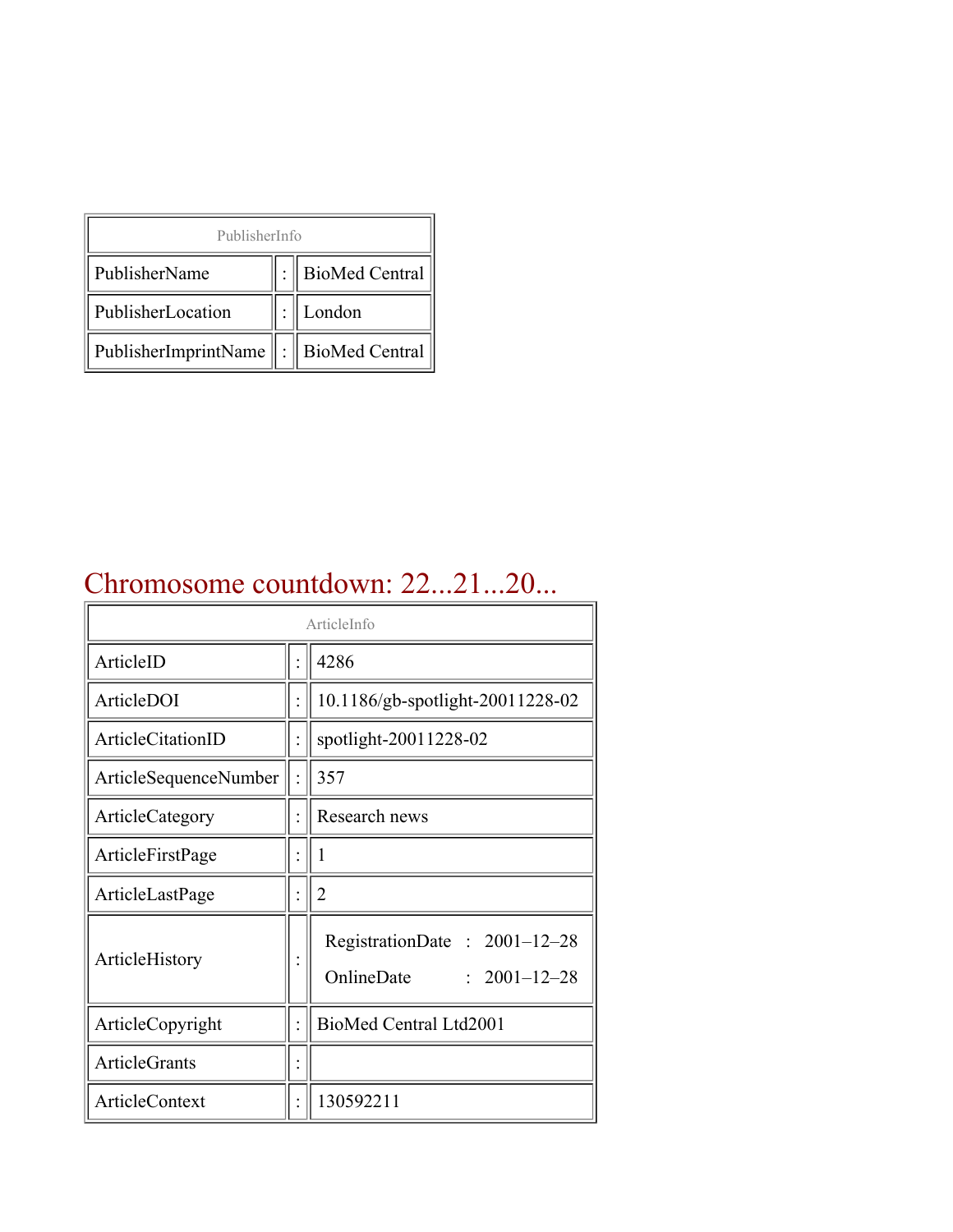| PublisherInfo | | |
|---|---|---|
| PublisherName | : | BioMed Central |
| PublisherLocation | : | London |
| PublisherImprintName | : | BioMed Central |

# Chromosome countdown: 22...21...20...

| ArticleInfo | | |
|---|---|---|
| ArticleID | : | 4286 |
| ArticleDOI | : | 10.1186/gb-spotlight-20011228-02 |
| ArticleCitationID | : | spotlight-20011228-02 |
| ArticleSequenceNumber | : | 357 |
| ArticleCategory | : | Research news |
| ArticleFirstPage | : | 1 |
| ArticleLastPage | : | 2 |
| ArticleHistory | : | RegistrationDate : 2001–12–28<br>OnlineDate : 2001–12–28 |
| ArticleCopyright | : | BioMed Central Ltd2001 |
| ArticleGrants | : | |
| ArticleContext | : | 130592211 |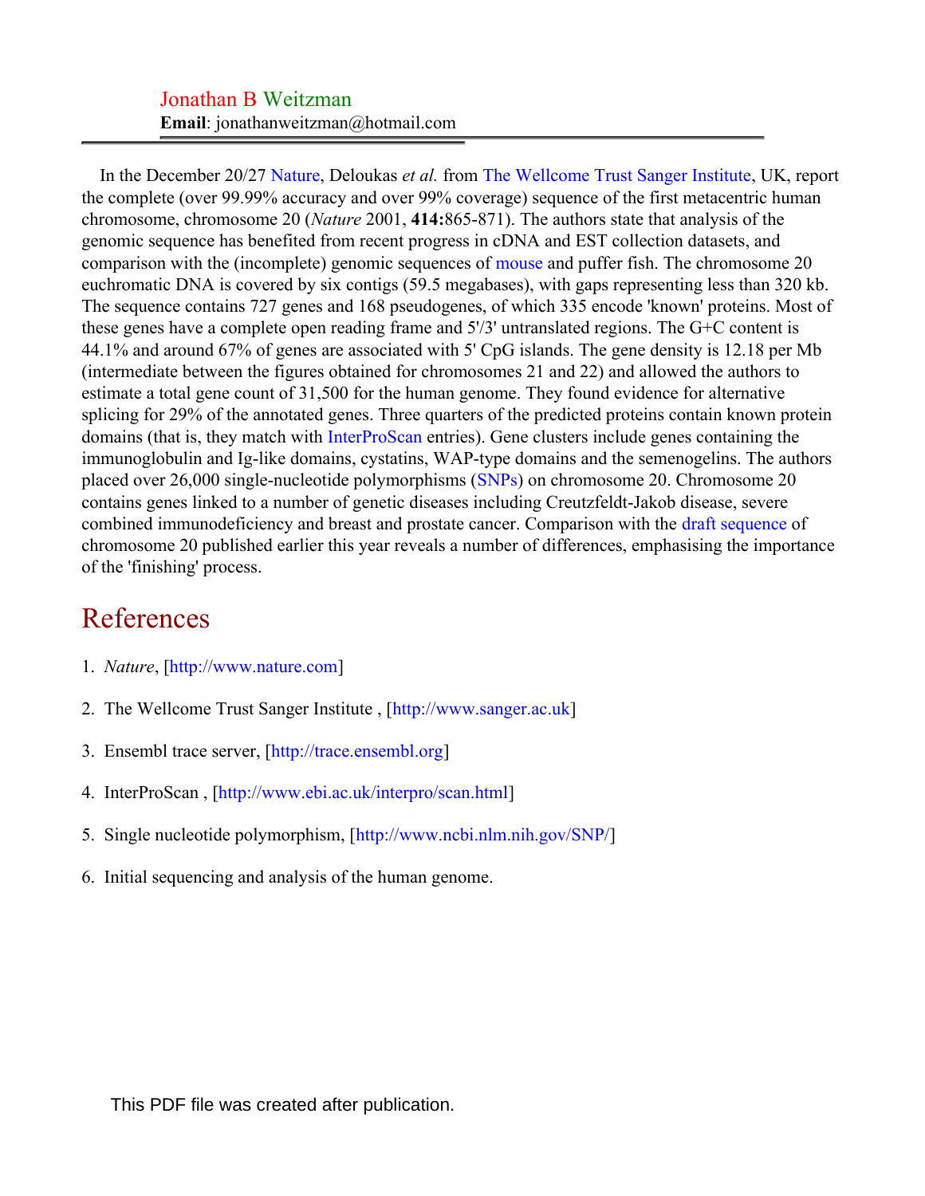Jonathan B Weitzman
**Email**: jonathanweitzman@hotmail.com

In the December 20/27 Nature, Deloukas *et al.* from The Wellcome Trust Sanger Institute, UK, report the complete (over 99.99% accuracy and over 99% coverage) sequence of the first metacentric human chromosome, chromosome 20 (*Nature* 2001, **414:**865-871). The authors state that analysis of the genomic sequence has benefited from recent progress in cDNA and EST collection datasets, and comparison with the (incomplete) genomic sequences of mouse and puffer fish. The chromosome 20 euchromatic DNA is covered by six contigs (59.5 megabases), with gaps representing less than 320 kb. The sequence contains 727 genes and 168 pseudogenes, of which 335 encode 'known' proteins. Most of these genes have a complete open reading frame and 5'/3' untranslated regions. The G+C content is 44.1% and around 67% of genes are associated with 5' CpG islands. The gene density is 12.18 per Mb (intermediate between the figures obtained for chromosomes 21 and 22) and allowed the authors to estimate a total gene count of 31,500 for the human genome. They found evidence for alternative splicing for 29% of the annotated genes. Three quarters of the predicted proteins contain known protein domains (that is, they match with InterProScan entries). Gene clusters include genes containing the immunoglobulin and Ig-like domains, cystatins, WAP-type domains and the semenogelins. The authors placed over 26,000 single-nucleotide polymorphisms (SNPs) on chromosome 20. Chromosome 20 contains genes linked to a number of genetic diseases including Creutzfeldt-Jakob disease, severe combined immunodeficiency and breast and prostate cancer. Comparison with the draft sequence of chromosome 20 published earlier this year reveals a number of differences, emphasising the importance of the 'finishing' process.

## References

1. *Nature*, [http://www.nature.com]

2. The Wellcome Trust Sanger Institute , [http://www.sanger.ac.uk]

3. Ensembl trace server, [http://trace.ensembl.org]

4. InterProScan , [http://www.ebi.ac.uk/interpro/scan.html]

5. Single nucleotide polymorphism, [http://www.ncbi.nlm.nih.gov/SNP/]

6. Initial sequencing and analysis of the human genome.

This PDF file was created after publication.